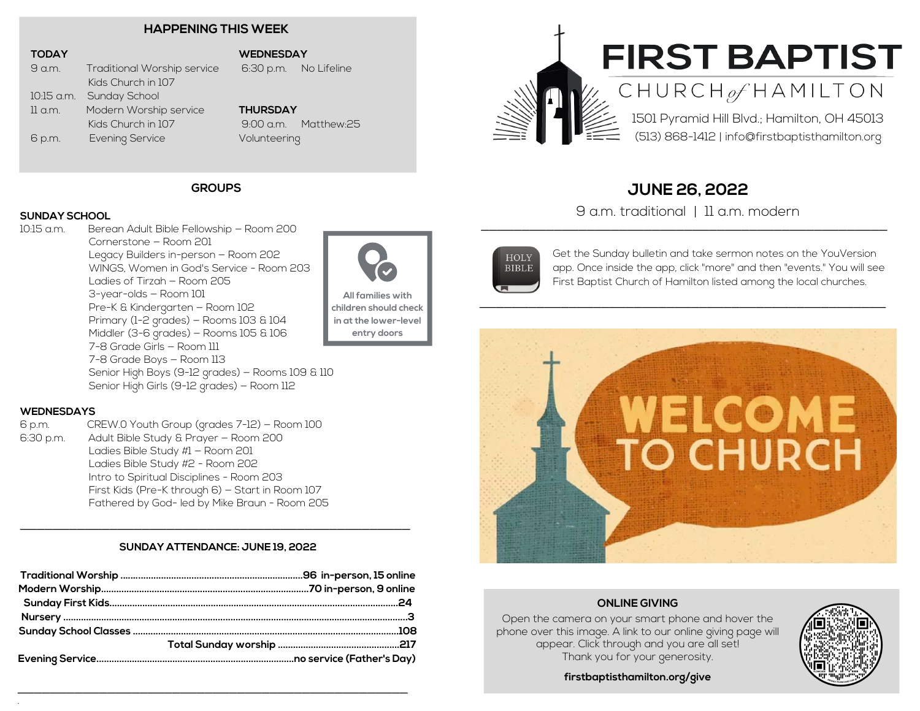# FIRST BAPTIST

CHURCH *of* HAMILTON

1501 Pyramid Hill Blvd.; Hamilton, OH 45013

(513) 868-1412 | info@firstbaptisthamilton.org

## JUNE 26, 2022

9 a.m. traditional | 11 a.m. modern

Get the Sunday bulletin and take sermon notes on the YouVersion app. Once inside the app, click "more" and then "events." You will see First Baptist Church of Hamilton listed among the local churches.

## HAPPENING THIS WEEK

**TODAY**

- 9 a.m. — Traditional Worship service; Kids Church in 107
- 10:15 a.m. — Sunday School
- 11 a.m. — Modern Worship service; Kids Church in 107
- 6 p.m. — Evening Service

**WEDNESDAY**

- 6:30 p.m. — No Lifeline

**THURSDAY**

- 9:00 a.m. — Matthew:25 Volunteering

## GROUPS

### SUNDAY SCHOOL

10:15 a.m.

- Berean Adult Bible Fellowship – Room 200
- Cornerstone – Room 201
- Legacy Builders in-person – Room 202
- WINGS, Women in God's Service - Room 203
- Ladies of Tirzah – Room 205
- 3-year-olds – Room 101
- Pre-K & Kindergarten – Room 102
- Primary (1-2 grades) – Rooms 103 & 104
- Middler (3-6 grades) – Rooms 105 & 106
- 7-8 Grade Girls – Room 111
- 7-8 Grade Boys – Room 113
- Senior High Boys (9-12 grades) – Rooms 109 & 110
- Senior High Girls (9-12 grades) – Room 112

All families with children should check in at the lower-level entry doors

### WEDNESDAYS

- 6 p.m. — CREW.0 Youth Group (grades 7-12) – Room 100
- 6:30 p.m. — Adult Bible Study & Prayer – Room 200
  - Ladies Bible Study #1 – Room 201
  - Ladies Bible Study #2 - Room 202
  - Intro to Spiritual Disciplines - Room 203
  - First Kids (Pre-K through 6) – Start in Room 107
  - Fathered by God- led by Mike Braun - Room 205

## SUNDAY ATTENDANCE: JUNE 19, 2022

| | |
|---|---|
| **Traditional Worship** | **96 in-person, 15 online** |
| **Modern Worship** | **70 in-person, 9 online** |
| **Sunday First Kids** | **24** |
| **Nursery** | **3** |
| **Sunday School Classes** | **108** |
| **Total Sunday worship** | **217** |
| **Evening Service** | **no service (Father's Day)** |

## ONLINE GIVING

Open the camera on your smart phone and hover the phone over this image. A link to our online giving page will appear. Click through and you are all set! Thank you for your generosity.

**firstbaptisthamilton.org/give**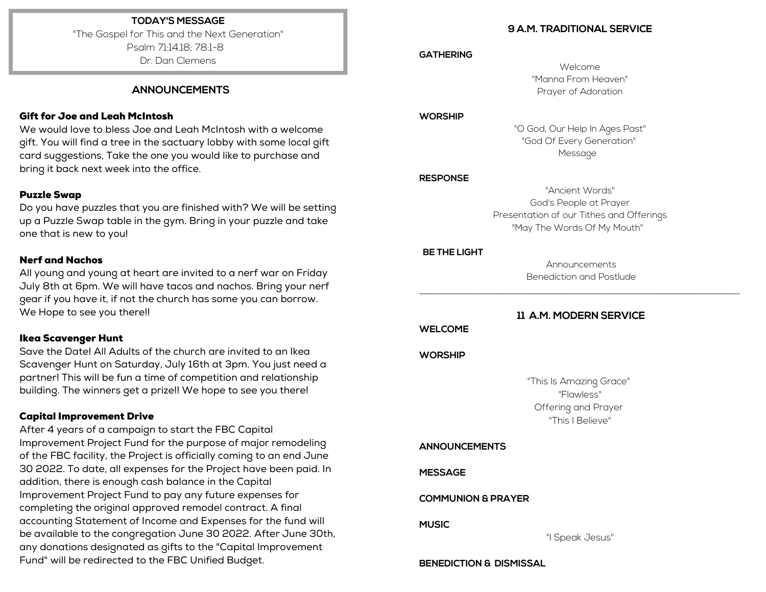**TODAY'S MESSAGE**

"The Gospel for This and the Next Generation"
Psalm 71:14,18; 78:1-8
Dr. Dan Clemens

## ANNOUNCEMENTS

### Gift for Joe and Leah McIntosh

We would love to bless Joe and Leah McIntosh with a welcome gift. You will find a tree in the sactuary lobby with some local gift card suggestions, Take the one you would like to purchase and bring it back next week into the office.

### Puzzle Swap

Do you have puzzles that you are finished with? We will be setting up a Puzzle Swap table in the gym. Bring in your puzzle and take one that is new to you!

### Nerf and Nachos

All young and young at heart are invited to a nerf war on Friday July 8th at 6pm. We will have tacos and nachos. Bring your nerf gear if you have it, if not the church has some you can borrow. We Hope to see you there!!

### Ikea Scavenger Hunt

Save the Date! All Adults of the church are invited to an Ikea Scavenger Hunt on Saturday, July 16th at 3pm. You just need a partner! This will be fun a time of competition and relationship building. The winners get a prize!! We hope to see you there!

### Capital Improvement Drive

After 4 years of a campaign to start the FBC Capital Improvement Project Fund for the purpose of major remodeling of the FBC facility, the Project is officially coming to an end June 30 2022. To date, all expenses for the Project have been paid. In addition, there is enough cash balance in the Capital Improvement Project Fund to pay any future expenses for completing the original approved remodel contract. A final accounting Statement of Income and Expenses for the fund will be available to the congregation June 30 2022. After June 30th, any donations designated as gifts to the "Capital Improvement Fund" will be redirected to the FBC Unified Budget.

## 9 A.M. TRADITIONAL SERVICE

**GATHERING**

Welcome
"Manna From Heaven"
Prayer of Adoration

**WORSHIP**

"O God, Our Help In Ages Past"
"God Of Every Generation"
Message

**RESPONSE**

"Ancient Words"
God's People at Prayer
Presentation of our Tithes and Offerings
"May The Words Of My Mouth"

**BE THE LIGHT**

Announcements
Benediction and Postlude

---

## 11 A.M. MODERN SERVICE

**WELCOME**

**WORSHIP**

"This Is Amazing Grace"
"Flawless"
Offering and Prayer
"This I Believe"

**ANNOUNCEMENTS**

**MESSAGE**

**COMMUNION & PRAYER**

**MUSIC**

"I Speak Jesus"

**BENEDICTION & DISMISSAL**